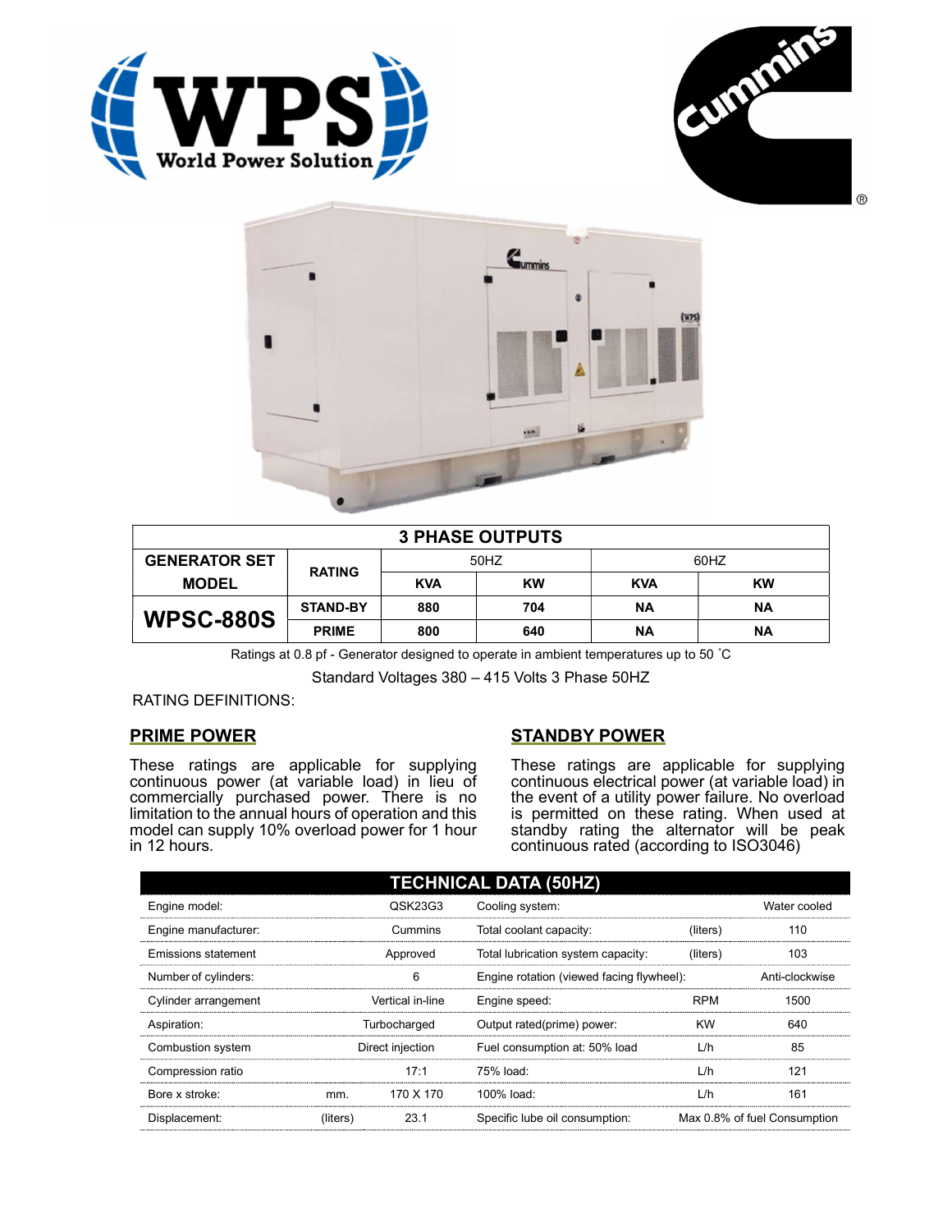| 3 PHASE OUTPUTS | | | | | |
|---|---|---|---|---|---|
| GENERATOR SET MODEL | RATING | 50HZ | | 60HZ | |
| | | KVA | KW | KVA | KW |
| **WPSC-880S** | STAND-BY | 880 | 704 | NA | NA |
| | PRIME | 800 | 640 | NA | NA |

Ratings at 0.8 pf - Generator designed to operate in ambient temperatures up to 50 ˚C

Standard Voltages 380 – 415 Volts 3 Phase 50HZ

RATING DEFINITIONS:

## PRIME POWER

These ratings are applicable for supplying continuous power (at variable load) in lieu of commercially purchased power. There is no limitation to the annual hours of operation and this model can supply 10% overload power for 1 hour in 12 hours.

## STANDBY POWER

These ratings are applicable for supplying continuous electrical power (at variable load) in the event of a utility power failure. No overload is permitted on these rating. When used at standby rating the alternator will be peak continuous rated (according to ISO3046)

## TECHNICAL DATA (50HZ)

| Parameter | Unit | Value | Parameter | Unit | Value |
|---|---|---|---|---|---|
| Engine model: | | QSK23G3 | Cooling system: | | Water cooled |
| Engine manufacturer: | | Cummins | Total coolant capacity: | (liters) | 110 |
| Emissions statement | | Approved | Total lubrication system capacity: | (liters) | 103 |
| Number of cylinders: | | 6 | Engine rotation (viewed facing flywheel): | | Anti-clockwise |
| Cylinder arrangement | | Vertical in-line | Engine speed: | RPM | 1500 |
| Aspiration: | | Turbocharged | Output rated(prime) power: | KW | 640 |
| Combustion system | | Direct injection | Fuel consumption at: 50% load | L/h | 85 |
| Compression ratio | | 17:1 | 75% load: | L/h | 121 |
| Bore x stroke: | mm. | 170 X 170 | 100% load: | L/h | 161 |
| Displacement: | (liters) | 23.1 | Specific lube oil consumption: | | Max 0.8% of fuel Consumption |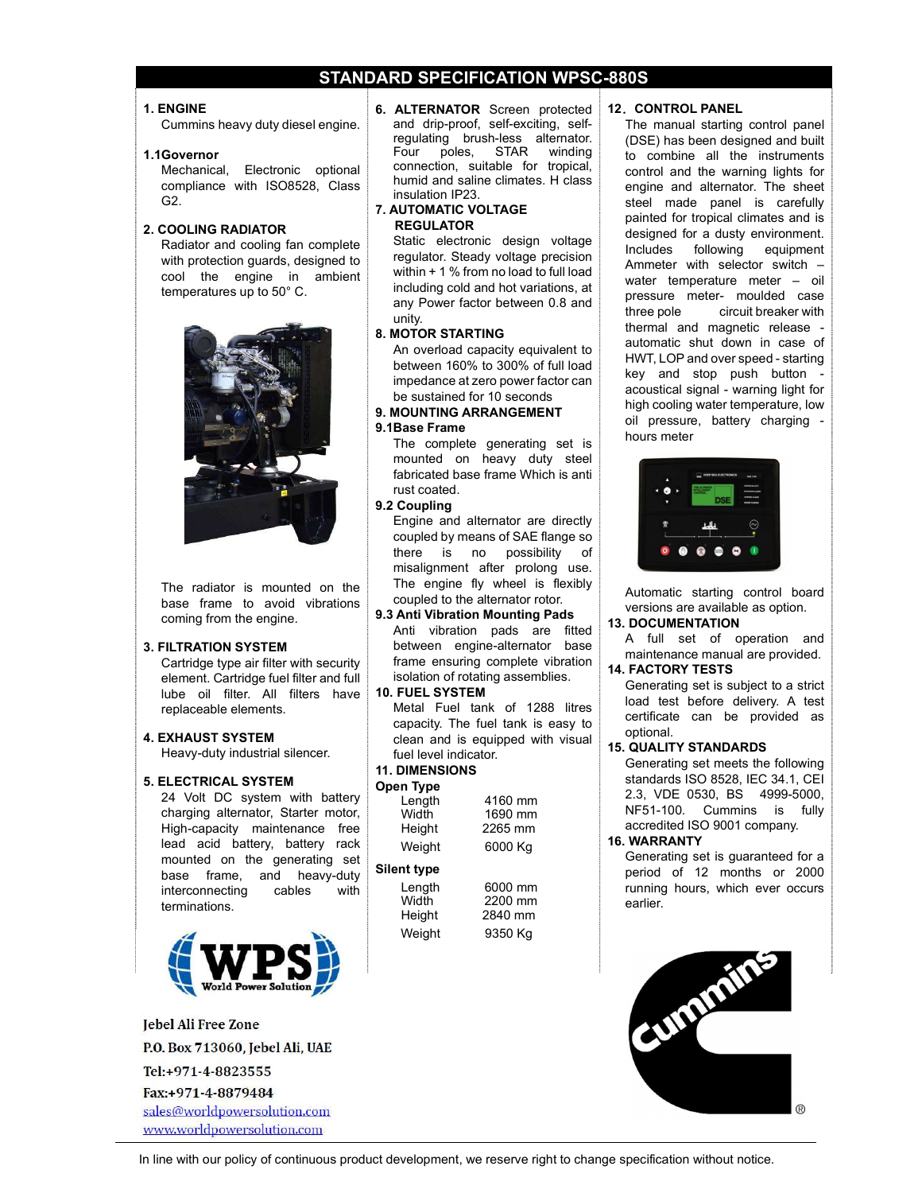# STANDARD SPECIFICATION WPSC-880S

## 1. ENGINE

Cummins heavy duty diesel engine.

### 1.1Governor

Mechanical, Electronic optional compliance with ISO8528, Class G2.

## 2. COOLING RADIATOR

Radiator and cooling fan complete with protection guards, designed to cool the engine in ambient temperatures up to 50° C.

The radiator is mounted on the base frame to avoid vibrations coming from the engine.

## 3. FILTRATION SYSTEM

Cartridge type air filter with security element. Cartridge fuel filter and full lube oil filter. All filters have replaceable elements.

## 4. EXHAUST SYSTEM

Heavy-duty industrial silencer.

## 5. ELECTRICAL SYSTEM

24 Volt DC system with battery charging alternator, Starter motor, High-capacity maintenance free lead acid battery, battery rack mounted on the generating set base frame, and heavy-duty interconnecting cables with terminations.

## 6. ALTERNATOR

Screen protected and drip-proof, self-exciting, self-regulating brush-less alternator. Four poles, STAR winding connection, suitable for tropical, humid and saline climates. H class insulation IP23.

## 7. AUTOMATIC VOLTAGE REGULATOR

Static electronic design voltage regulator. Steady voltage precision within + 1 % from no load to full load including cold and hot variations, at any Power factor between 0.8 and unity.

## 8. MOTOR STARTING

An overload capacity equivalent to between 160% to 300% of full load impedance at zero power factor can be sustained for 10 seconds

## 9. MOUNTING ARRANGEMENT

### 9.1Base Frame

The complete generating set is mounted on heavy duty steel fabricated base frame Which is anti rust coated.

### 9.2 Coupling

Engine and alternator are directly coupled by means of SAE flange so there is no possibility of misalignment after prolong use. The engine fly wheel is flexibly coupled to the alternator rotor.

### 9.3 Anti Vibration Mounting Pads

Anti vibration pads are fitted between engine-alternator base frame ensuring complete vibration isolation of rotating assemblies.

## 10. FUEL SYSTEM

Metal Fuel tank of 1288 litres capacity. The fuel tank is easy to clean and is equipped with visual fuel level indicator.

## 11. DIMENSIONS

**Open Type**

| | |
|---|---|
| Length | 4160 mm |
| Width | 1690 mm |
| Height | 2265 mm |
| Weight | 6000 Kg |

**Silent type**

| | |
|---|---|
| Length | 6000 mm |
| Width | 2200 mm |
| Height | 2840 mm |
| Weight | 9350 Kg |

## 12. CONTROL PANEL

The manual starting control panel (DSE) has been designed and built to combine all the instruments control and the warning lights for engine and alternator. The sheet steel made panel is carefully painted for tropical climates and is designed for a dusty environment. Includes following equipment Ammeter with selector switch – water temperature meter – oil pressure meter- moulded case three pole circuit breaker with thermal and magnetic release - automatic shut down in case of HWT, LOP and over speed - starting key and stop push button - acoustical signal - warning light for high cooling water temperature, low oil pressure, battery charging - hours meter

Automatic starting control board versions are available as option.

## 13. DOCUMENTATION

A full set of operation and maintenance manual are provided.

## 14. FACTORY TESTS

Generating set is subject to a strict load test before delivery. A test certificate can be provided as optional.

## 15. QUALITY STANDARDS

Generating set meets the following standards ISO 8528, IEC 34.1, CEI 2.3, VDE 0530, BS 4999-5000, NF51-100. Cummins is fully accredited ISO 9001 company.

## 16. WARRANTY

Generating set is guaranteed for a period of 12 months or 2000 running hours, which ever occurs earlier.

WPS World Power Solution

Jebel Ali Free Zone
P.O. Box 713060, Jebel Ali, UAE
Tel:+971-4-8823555
Fax:+971-4-8879484
sales@worldpowersolution.com
www.worldpowersolution.com

Cummins®

In line with our policy of continuous product development, we reserve right to change specification without notice.